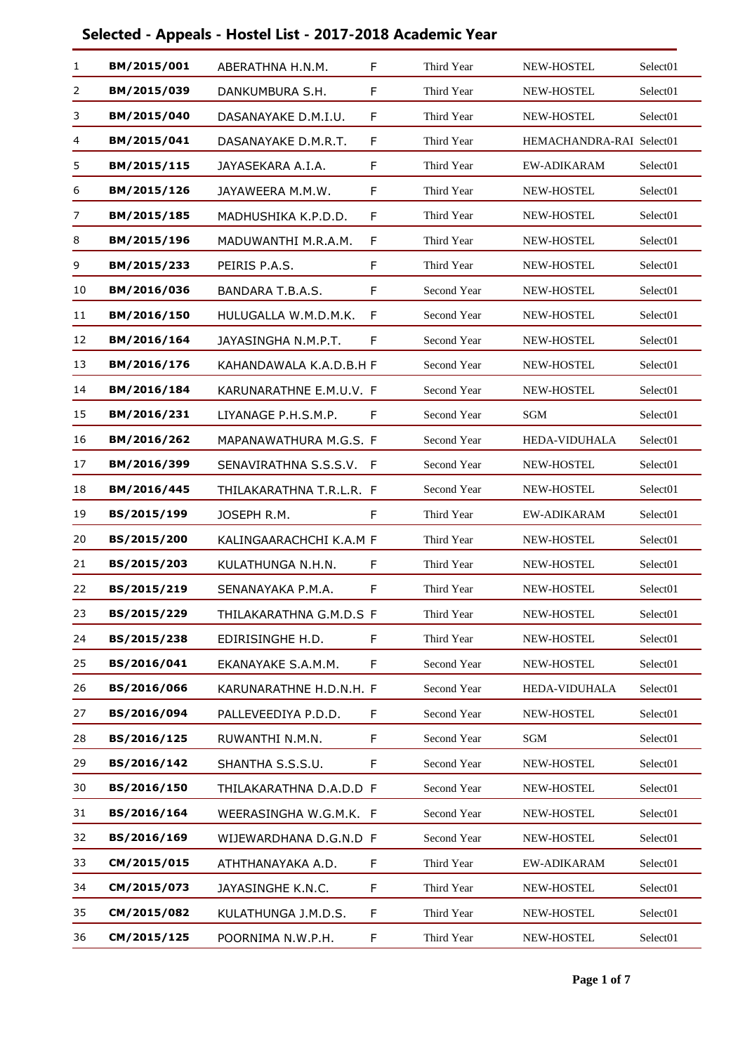## Selected - Appeals - Hostel List - 2017-2018 Academic Year

| | | | | | | |
|---|---|---|---|---|---|---|
| 1 | BM/2015/001 | ABERATHNA H.N.M. | F | Third Year | NEW-HOSTEL | Select01 |
| 2 | BM/2015/039 | DANKUMBURA S.H. | F | Third Year | NEW-HOSTEL | Select01 |
| 3 | BM/2015/040 | DASANAYAKE D.M.I.U. | F | Third Year | NEW-HOSTEL | Select01 |
| 4 | BM/2015/041 | DASANAYAKE D.M.R.T. | F | Third Year | HEMACHANDRA-RAI | Select01 |
| 5 | BM/2015/115 | JAYASEKARA A.I.A. | F | Third Year | EW-ADIKARAM | Select01 |
| 6 | BM/2015/126 | JAYAWEERA M.M.W. | F | Third Year | NEW-HOSTEL | Select01 |
| 7 | BM/2015/185 | MADHUSHIKA K.P.D.D. | F | Third Year | NEW-HOSTEL | Select01 |
| 8 | BM/2015/196 | MADUWANTHI M.R.A.M. | F | Third Year | NEW-HOSTEL | Select01 |
| 9 | BM/2015/233 | PEIRIS P.A.S. | F | Third Year | NEW-HOSTEL | Select01 |
| 10 | BM/2016/036 | BANDARA T.B.A.S. | F | Second Year | NEW-HOSTEL | Select01 |
| 11 | BM/2016/150 | HULUGALLA W.M.D.M.K. | F | Second Year | NEW-HOSTEL | Select01 |
| 12 | BM/2016/164 | JAYASINGHA N.M.P.T. | F | Second Year | NEW-HOSTEL | Select01 |
| 13 | BM/2016/176 | KAHANDAWALA K.A.D.B.H | F | Second Year | NEW-HOSTEL | Select01 |
| 14 | BM/2016/184 | KARUNARATHNE E.M.U.V. | F | Second Year | NEW-HOSTEL | Select01 |
| 15 | BM/2016/231 | LIYANAGE P.H.S.M.P. | F | Second Year | SGM | Select01 |
| 16 | BM/2016/262 | MAPANAWATHURA M.G.S. | F | Second Year | HEDA-VIDUHALA | Select01 |
| 17 | BM/2016/399 | SENAVIRATHNA S.S.S.V. | F | Second Year | NEW-HOSTEL | Select01 |
| 18 | BM/2016/445 | THILAKARATHNA T.R.L.R. | F | Second Year | NEW-HOSTEL | Select01 |
| 19 | BS/2015/199 | JOSEPH R.M. | F | Third Year | EW-ADIKARAM | Select01 |
| 20 | BS/2015/200 | KALINGAARACHCHI K.A.M | F | Third Year | NEW-HOSTEL | Select01 |
| 21 | BS/2015/203 | KULATHUNGA N.H.N. | F | Third Year | NEW-HOSTEL | Select01 |
| 22 | BS/2015/219 | SENANAYAKA P.M.A. | F | Third Year | NEW-HOSTEL | Select01 |
| 23 | BS/2015/229 | THILAKARATHNA G.M.D.S | F | Third Year | NEW-HOSTEL | Select01 |
| 24 | BS/2015/238 | EDIRISINGHE H.D. | F | Third Year | NEW-HOSTEL | Select01 |
| 25 | BS/2016/041 | EKANAYAKE S.A.M.M. | F | Second Year | NEW-HOSTEL | Select01 |
| 26 | BS/2016/066 | KARUNARATHNE H.D.N.H. | F | Second Year | HEDA-VIDUHALA | Select01 |
| 27 | BS/2016/094 | PALLEVEEDIYA P.D.D. | F | Second Year | NEW-HOSTEL | Select01 |
| 28 | BS/2016/125 | RUWANTHI N.M.N. | F | Second Year | SGM | Select01 |
| 29 | BS/2016/142 | SHANTHA S.S.S.U. | F | Second Year | NEW-HOSTEL | Select01 |
| 30 | BS/2016/150 | THILAKARATHNA D.A.D.D | F | Second Year | NEW-HOSTEL | Select01 |
| 31 | BS/2016/164 | WEERASINGHA W.G.M.K. | F | Second Year | NEW-HOSTEL | Select01 |
| 32 | BS/2016/169 | WIJEWARDHANA D.G.N.D | F | Second Year | NEW-HOSTEL | Select01 |
| 33 | CM/2015/015 | ATHTHANAYAKA A.D. | F | Third Year | EW-ADIKARAM | Select01 |
| 34 | CM/2015/073 | JAYASINGHE K.N.C. | F | Third Year | NEW-HOSTEL | Select01 |
| 35 | CM/2015/082 | KULATHUNGA J.M.D.S. | F | Third Year | NEW-HOSTEL | Select01 |
| 36 | CM/2015/125 | POORNIMA N.W.P.H. | F | Third Year | NEW-HOSTEL | Select01 |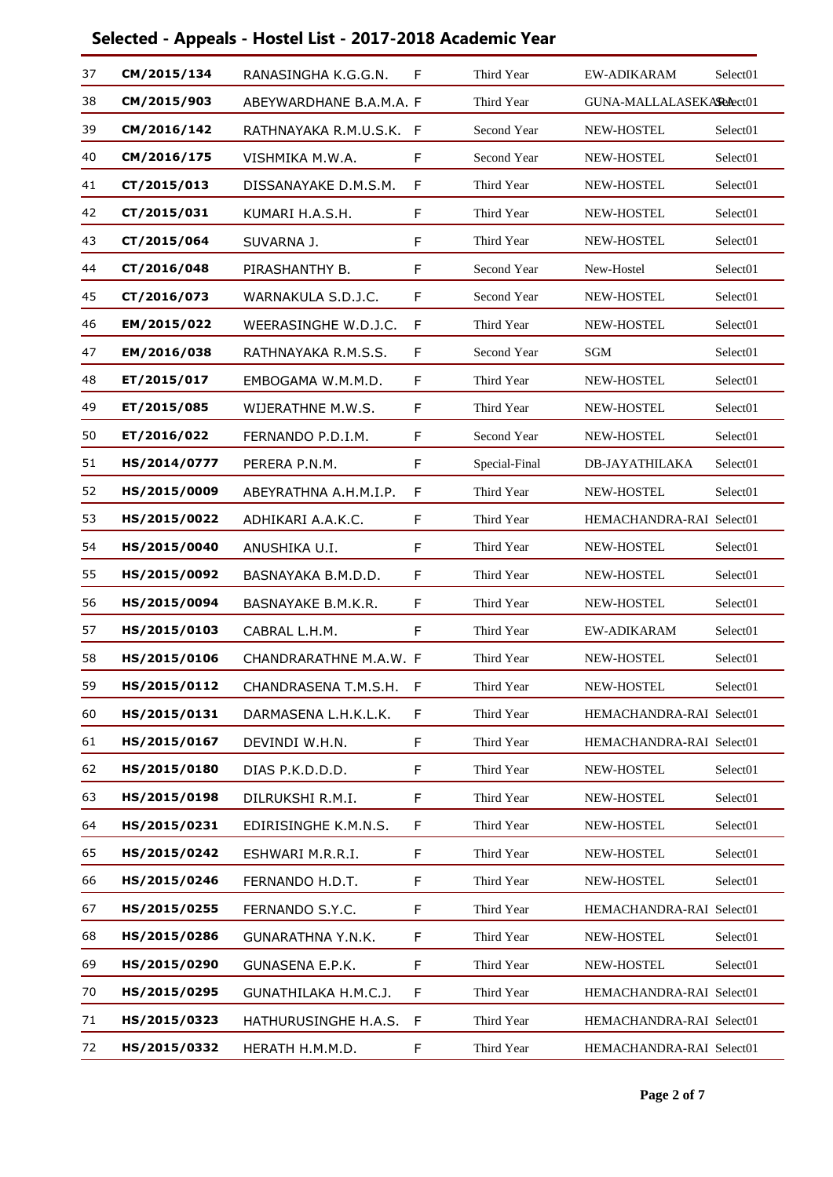# Selected - Appeals - Hostel List - 2017-2018 Academic Year

| | | | | | | |
|---|---|---|---|---|---|---|
| 37 | CM/2015/134 | RANASINGHA K.G.G.N. | F | Third Year | EW-ADIKARAM | Select01 |
| 38 | CM/2015/903 | ABEYWARDHANE B.A.M.A. | F | Third Year | GUNA-MALLALASEKARA | Select01 |
| 39 | CM/2016/142 | RATHNAYAKA R.M.U.S.K. | F | Second Year | NEW-HOSTEL | Select01 |
| 40 | CM/2016/175 | VISHMIKA M.W.A. | F | Second Year | NEW-HOSTEL | Select01 |
| 41 | CT/2015/013 | DISSANAYAKE D.M.S.M. | F | Third Year | NEW-HOSTEL | Select01 |
| 42 | CT/2015/031 | KUMARI H.A.S.H. | F | Third Year | NEW-HOSTEL | Select01 |
| 43 | CT/2015/064 | SUVARNA J. | F | Third Year | NEW-HOSTEL | Select01 |
| 44 | CT/2016/048 | PIRASHANTHY B. | F | Second Year | New-Hostel | Select01 |
| 45 | CT/2016/073 | WARNAKULA S.D.J.C. | F | Second Year | NEW-HOSTEL | Select01 |
| 46 | EM/2015/022 | WEERASINGHE W.D.J.C. | F | Third Year | NEW-HOSTEL | Select01 |
| 47 | EM/2016/038 | RATHNAYAKA R.M.S.S. | F | Second Year | SGM | Select01 |
| 48 | ET/2015/017 | EMBOGAMA W.M.M.D. | F | Third Year | NEW-HOSTEL | Select01 |
| 49 | ET/2015/085 | WIJERATHNE M.W.S. | F | Third Year | NEW-HOSTEL | Select01 |
| 50 | ET/2016/022 | FERNANDO P.D.I.M. | F | Second Year | NEW-HOSTEL | Select01 |
| 51 | HS/2014/0777 | PERERA P.N.M. | F | Special-Final | DB-JAYATHILAKA | Select01 |
| 52 | HS/2015/0009 | ABEYRATHNA A.H.M.I.P. | F | Third Year | NEW-HOSTEL | Select01 |
| 53 | HS/2015/0022 | ADHIKARI A.A.K.C. | F | Third Year | HEMACHANDRA-RAI | Select01 |
| 54 | HS/2015/0040 | ANUSHIKA U.I. | F | Third Year | NEW-HOSTEL | Select01 |
| 55 | HS/2015/0092 | BASNAYAKA B.M.D.D. | F | Third Year | NEW-HOSTEL | Select01 |
| 56 | HS/2015/0094 | BASNAYAKE B.M.K.R. | F | Third Year | NEW-HOSTEL | Select01 |
| 57 | HS/2015/0103 | CABRAL L.H.M. | F | Third Year | EW-ADIKARAM | Select01 |
| 58 | HS/2015/0106 | CHANDRARATHNE M.A.W. | F | Third Year | NEW-HOSTEL | Select01 |
| 59 | HS/2015/0112 | CHANDRASENA T.M.S.H. | F | Third Year | NEW-HOSTEL | Select01 |
| 60 | HS/2015/0131 | DARMASENA L.H.K.L.K. | F | Third Year | HEMACHANDRA-RAI | Select01 |
| 61 | HS/2015/0167 | DEVINDI W.H.N. | F | Third Year | HEMACHANDRA-RAI | Select01 |
| 62 | HS/2015/0180 | DIAS P.K.D.D.D. | F | Third Year | NEW-HOSTEL | Select01 |
| 63 | HS/2015/0198 | DILRUKSHI R.M.I. | F | Third Year | NEW-HOSTEL | Select01 |
| 64 | HS/2015/0231 | EDIRISINGHE K.M.N.S. | F | Third Year | NEW-HOSTEL | Select01 |
| 65 | HS/2015/0242 | ESHWARI M.R.R.I. | F | Third Year | NEW-HOSTEL | Select01 |
| 66 | HS/2015/0246 | FERNANDO H.D.T. | F | Third Year | NEW-HOSTEL | Select01 |
| 67 | HS/2015/0255 | FERNANDO S.Y.C. | F | Third Year | HEMACHANDRA-RAI | Select01 |
| 68 | HS/2015/0286 | GUNARATHNA Y.N.K. | F | Third Year | NEW-HOSTEL | Select01 |
| 69 | HS/2015/0290 | GUNASENA E.P.K. | F | Third Year | NEW-HOSTEL | Select01 |
| 70 | HS/2015/0295 | GUNATHILAKA H.M.C.J. | F | Third Year | HEMACHANDRA-RAI | Select01 |
| 71 | HS/2015/0323 | HATHURUSINGHE H.A.S. | F | Third Year | HEMACHANDRA-RAI | Select01 |
| 72 | HS/2015/0332 | HERATH H.M.M.D. | F | Third Year | HEMACHANDRA-RAI | Select01 |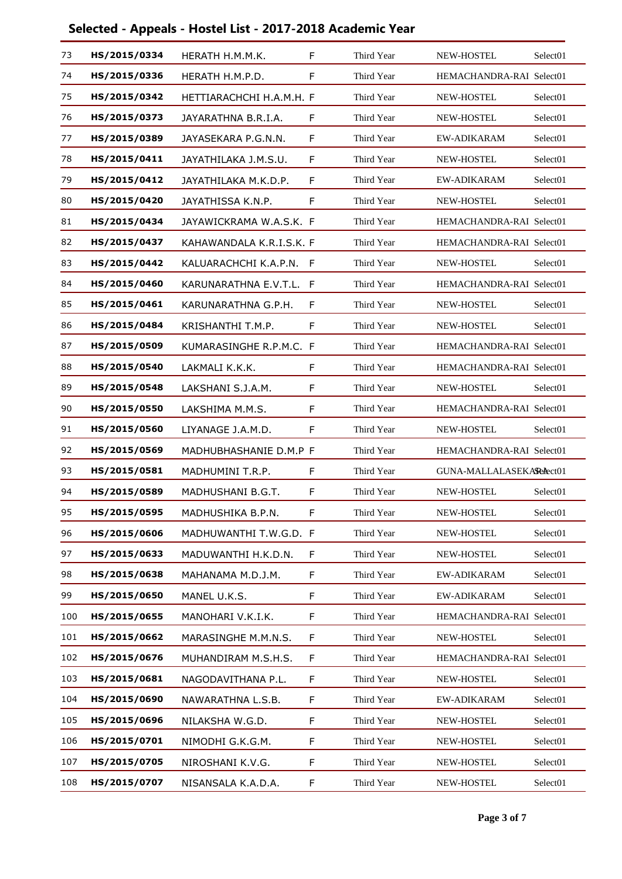## Selected - Appeals - Hostel List - 2017-2018 Academic Year

| | | | | | | |
|---|---|---|---|---|---|---|
| 73 | HS/2015/0334 | HERATH H.M.M.K. | F | Third Year | NEW-HOSTEL | Select01 |
| 74 | HS/2015/0336 | HERATH H.M.P.D. | F | Third Year | HEMACHANDRA-RAI | Select01 |
| 75 | HS/2015/0342 | HETTIARACHCHI H.A.M.H. | F | Third Year | NEW-HOSTEL | Select01 |
| 76 | HS/2015/0373 | JAYARATHNA B.R.I.A. | F | Third Year | NEW-HOSTEL | Select01 |
| 77 | HS/2015/0389 | JAYASEKARA P.G.N.N. | F | Third Year | EW-ADIKARAM | Select01 |
| 78 | HS/2015/0411 | JAYATHILAKA J.M.S.U. | F | Third Year | NEW-HOSTEL | Select01 |
| 79 | HS/2015/0412 | JAYATHILAKA M.K.D.P. | F | Third Year | EW-ADIKARAM | Select01 |
| 80 | HS/2015/0420 | JAYATHISSA K.N.P. | F | Third Year | NEW-HOSTEL | Select01 |
| 81 | HS/2015/0434 | JAYAWICKRAMA W.A.S.K. | F | Third Year | HEMACHANDRA-RAI | Select01 |
| 82 | HS/2015/0437 | KAHAWANDALA K.R.I.S.K. | F | Third Year | HEMACHANDRA-RAI | Select01 |
| 83 | HS/2015/0442 | KALUARACHCHI K.A.P.N. | F | Third Year | NEW-HOSTEL | Select01 |
| 84 | HS/2015/0460 | KARUNARATHNA E.V.T.L. | F | Third Year | HEMACHANDRA-RAI | Select01 |
| 85 | HS/2015/0461 | KARUNARATHNA G.P.H. | F | Third Year | NEW-HOSTEL | Select01 |
| 86 | HS/2015/0484 | KRISHANTHI T.M.P. | F | Third Year | NEW-HOSTEL | Select01 |
| 87 | HS/2015/0509 | KUMARASINGHE R.P.M.C. | F | Third Year | HEMACHANDRA-RAI | Select01 |
| 88 | HS/2015/0540 | LAKMALI K.K.K. | F | Third Year | HEMACHANDRA-RAI | Select01 |
| 89 | HS/2015/0548 | LAKSHANI S.J.A.M. | F | Third Year | NEW-HOSTEL | Select01 |
| 90 | HS/2015/0550 | LAKSHIMA M.M.S. | F | Third Year | HEMACHANDRA-RAI | Select01 |
| 91 | HS/2015/0560 | LIYANAGE J.A.M.D. | F | Third Year | NEW-HOSTEL | Select01 |
| 92 | HS/2015/0569 | MADHUBHASHANIE D.M.P | F | Third Year | HEMACHANDRA-RAI | Select01 |
| 93 | HS/2015/0581 | MADHUMINI T.R.P. | F | Third Year | GUNA-MALLALASEKARA | Select01 |
| 94 | HS/2015/0589 | MADHUSHANI B.G.T. | F | Third Year | NEW-HOSTEL | Select01 |
| 95 | HS/2015/0595 | MADHUSHIKA B.P.N. | F | Third Year | NEW-HOSTEL | Select01 |
| 96 | HS/2015/0606 | MADHUWANTHI T.W.G.D. | F | Third Year | NEW-HOSTEL | Select01 |
| 97 | HS/2015/0633 | MADUWANTHI H.K.D.N. | F | Third Year | NEW-HOSTEL | Select01 |
| 98 | HS/2015/0638 | MAHANAMA M.D.J.M. | F | Third Year | EW-ADIKARAM | Select01 |
| 99 | HS/2015/0650 | MANEL U.K.S. | F | Third Year | EW-ADIKARAM | Select01 |
| 100 | HS/2015/0655 | MANOHARI V.K.I.K. | F | Third Year | HEMACHANDRA-RAI | Select01 |
| 101 | HS/2015/0662 | MARASINGHE M.M.N.S. | F | Third Year | NEW-HOSTEL | Select01 |
| 102 | HS/2015/0676 | MUHANDIRAM M.S.H.S. | F | Third Year | HEMACHANDRA-RAI | Select01 |
| 103 | HS/2015/0681 | NAGODAVITHANA P.L. | F | Third Year | NEW-HOSTEL | Select01 |
| 104 | HS/2015/0690 | NAWARATHNA L.S.B. | F | Third Year | EW-ADIKARAM | Select01 |
| 105 | HS/2015/0696 | NILAKSHA W.G.D. | F | Third Year | NEW-HOSTEL | Select01 |
| 106 | HS/2015/0701 | NIMODHI G.K.G.M. | F | Third Year | NEW-HOSTEL | Select01 |
| 107 | HS/2015/0705 | NIROSHANI K.V.G. | F | Third Year | NEW-HOSTEL | Select01 |
| 108 | HS/2015/0707 | NISANSALA K.A.D.A. | F | Third Year | NEW-HOSTEL | Select01 |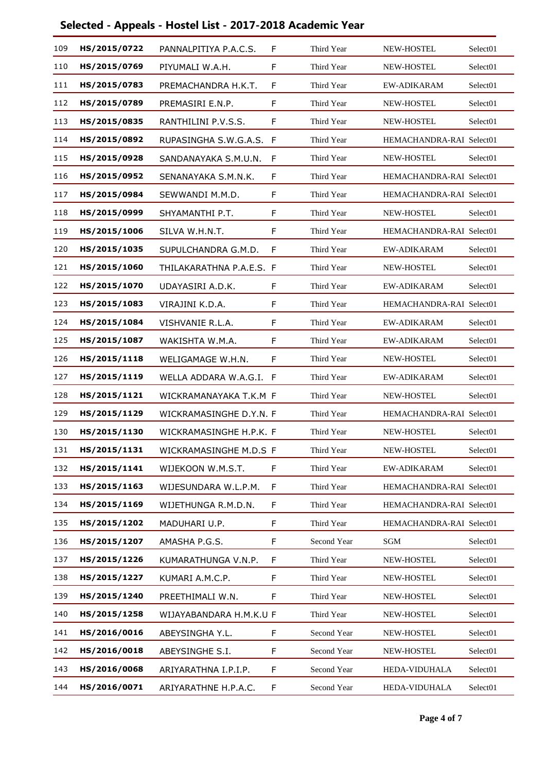# Selected - Appeals - Hostel List - 2017-2018 Academic Year

| | | | | | | |
|---|---|---|---|---|---|---|
| 109 | HS/2015/0722 | PANNALPITIYA P.A.C.S. | F | Third Year | NEW-HOSTEL | Select01 |
| 110 | HS/2015/0769 | PIYUMALI W.A.H. | F | Third Year | NEW-HOSTEL | Select01 |
| 111 | HS/2015/0783 | PREMACHANDRA H.K.T. | F | Third Year | EW-ADIKARAM | Select01 |
| 112 | HS/2015/0789 | PREMASIRI E.N.P. | F | Third Year | NEW-HOSTEL | Select01 |
| 113 | HS/2015/0835 | RANTHILINI P.V.S.S. | F | Third Year | NEW-HOSTEL | Select01 |
| 114 | HS/2015/0892 | RUPASINGHA S.W.G.A.S. | F | Third Year | HEMACHANDRA-RAI | Select01 |
| 115 | HS/2015/0928 | SANDANAYAKA S.M.U.N. | F | Third Year | NEW-HOSTEL | Select01 |
| 116 | HS/2015/0952 | SENANAYAKA S.M.N.K. | F | Third Year | HEMACHANDRA-RAI | Select01 |
| 117 | HS/2015/0984 | SEWWANDI M.M.D. | F | Third Year | HEMACHANDRA-RAI | Select01 |
| 118 | HS/2015/0999 | SHYAMANTHI P.T. | F | Third Year | NEW-HOSTEL | Select01 |
| 119 | HS/2015/1006 | SILVA W.H.N.T. | F | Third Year | HEMACHANDRA-RAI | Select01 |
| 120 | HS/2015/1035 | SUPULCHANDRA G.M.D. | F | Third Year | EW-ADIKARAM | Select01 |
| 121 | HS/2015/1060 | THILAKARATHNA P.A.E.S. | F | Third Year | NEW-HOSTEL | Select01 |
| 122 | HS/2015/1070 | UDAYASIRI A.D.K. | F | Third Year | EW-ADIKARAM | Select01 |
| 123 | HS/2015/1083 | VIRAJINI K.D.A. | F | Third Year | HEMACHANDRA-RAI | Select01 |
| 124 | HS/2015/1084 | VISHVANIE R.L.A. | F | Third Year | EW-ADIKARAM | Select01 |
| 125 | HS/2015/1087 | WAKISHTA W.M.A. | F | Third Year | EW-ADIKARAM | Select01 |
| 126 | HS/2015/1118 | WELIGAMAGE W.H.N. | F | Third Year | NEW-HOSTEL | Select01 |
| 127 | HS/2015/1119 | WELLA ADDARA W.A.G.I. | F | Third Year | EW-ADIKARAM | Select01 |
| 128 | HS/2015/1121 | WICKRAMANAYAKA T.K.M | F | Third Year | NEW-HOSTEL | Select01 |
| 129 | HS/2015/1129 | WICKRAMASINGHE D.Y.N. | F | Third Year | HEMACHANDRA-RAI | Select01 |
| 130 | HS/2015/1130 | WICKRAMASINGHE H.P.K. | F | Third Year | NEW-HOSTEL | Select01 |
| 131 | HS/2015/1131 | WICKRAMASINGHE M.D.S | F | Third Year | NEW-HOSTEL | Select01 |
| 132 | HS/2015/1141 | WIJEKOON W.M.S.T. | F | Third Year | EW-ADIKARAM | Select01 |
| 133 | HS/2015/1163 | WIJESUNDARA W.L.P.M. | F | Third Year | HEMACHANDRA-RAI | Select01 |
| 134 | HS/2015/1169 | WIJETHUNGA R.M.D.N. | F | Third Year | HEMACHANDRA-RAI | Select01 |
| 135 | HS/2015/1202 | MADUHARI U.P. | F | Third Year | HEMACHANDRA-RAI | Select01 |
| 136 | HS/2015/1207 | AMASHA P.G.S. | F | Second Year | SGM | Select01 |
| 137 | HS/2015/1226 | KUMARATHUNGA V.N.P. | F | Third Year | NEW-HOSTEL | Select01 |
| 138 | HS/2015/1227 | KUMARI A.M.C.P. | F | Third Year | NEW-HOSTEL | Select01 |
| 139 | HS/2015/1240 | PREETHIMALI W.N. | F | Third Year | NEW-HOSTEL | Select01 |
| 140 | HS/2015/1258 | WIJAYABANDARA H.M.K.U | F | Third Year | NEW-HOSTEL | Select01 |
| 141 | HS/2016/0016 | ABEYSINGHA Y.L. | F | Second Year | NEW-HOSTEL | Select01 |
| 142 | HS/2016/0018 | ABEYSINGHE S.I. | F | Second Year | NEW-HOSTEL | Select01 |
| 143 | HS/2016/0068 | ARIYARATHNA I.P.I.P. | F | Second Year | HEDA-VIDUHALA | Select01 |
| 144 | HS/2016/0071 | ARIYARATHNE H.P.A.C. | F | Second Year | HEDA-VIDUHALA | Select01 |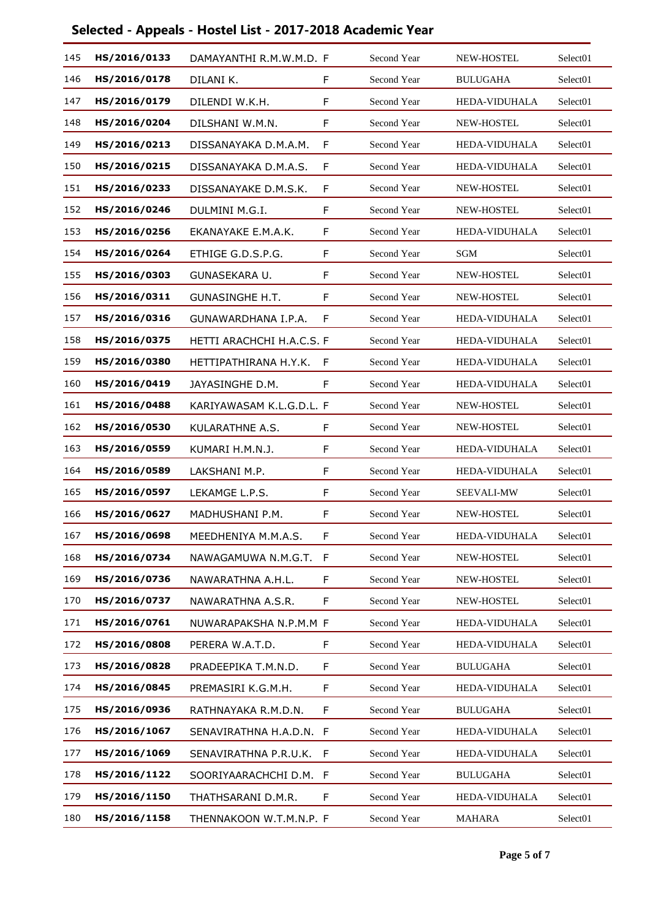## Selected - Appeals - Hostel List - 2017-2018 Academic Year

| | | | | | | |
|---|---|---|---|---|---|---|
| 145 | HS/2016/0133 | DAMAYANTHI R.M.W.M.D. | F | Second Year | NEW-HOSTEL | Select01 |
| 146 | HS/2016/0178 | DILANI K. | F | Second Year | BULUGAHA | Select01 |
| 147 | HS/2016/0179 | DILENDI W.K.H. | F | Second Year | HEDA-VIDUHALA | Select01 |
| 148 | HS/2016/0204 | DILSHANI W.M.N. | F | Second Year | NEW-HOSTEL | Select01 |
| 149 | HS/2016/0213 | DISSANAYAKA D.M.A.M. | F | Second Year | HEDA-VIDUHALA | Select01 |
| 150 | HS/2016/0215 | DISSANAYAKA D.M.A.S. | F | Second Year | HEDA-VIDUHALA | Select01 |
| 151 | HS/2016/0233 | DISSANAYAKE D.M.S.K. | F | Second Year | NEW-HOSTEL | Select01 |
| 152 | HS/2016/0246 | DULMINI M.G.I. | F | Second Year | NEW-HOSTEL | Select01 |
| 153 | HS/2016/0256 | EKANAYAKE E.M.A.K. | F | Second Year | HEDA-VIDUHALA | Select01 |
| 154 | HS/2016/0264 | ETHIGE G.D.S.P.G. | F | Second Year | SGM | Select01 |
| 155 | HS/2016/0303 | GUNASEKARA U. | F | Second Year | NEW-HOSTEL | Select01 |
| 156 | HS/2016/0311 | GUNASINGHE H.T. | F | Second Year | NEW-HOSTEL | Select01 |
| 157 | HS/2016/0316 | GUNAWARDHANA I.P.A. | F | Second Year | HEDA-VIDUHALA | Select01 |
| 158 | HS/2016/0375 | HETTI ARACHCHI H.A.C.S. | F | Second Year | HEDA-VIDUHALA | Select01 |
| 159 | HS/2016/0380 | HETTIPATHIRANA H.Y.K. | F | Second Year | HEDA-VIDUHALA | Select01 |
| 160 | HS/2016/0419 | JAYASINGHE D.M. | F | Second Year | HEDA-VIDUHALA | Select01 |
| 161 | HS/2016/0488 | KARIYAWASAM K.L.G.D.L. | F | Second Year | NEW-HOSTEL | Select01 |
| 162 | HS/2016/0530 | KULARATHNE A.S. | F | Second Year | NEW-HOSTEL | Select01 |
| 163 | HS/2016/0559 | KUMARI H.M.N.J. | F | Second Year | HEDA-VIDUHALA | Select01 |
| 164 | HS/2016/0589 | LAKSHANI M.P. | F | Second Year | HEDA-VIDUHALA | Select01 |
| 165 | HS/2016/0597 | LEKAMGE L.P.S. | F | Second Year | SEEVALI-MW | Select01 |
| 166 | HS/2016/0627 | MADHUSHANI P.M. | F | Second Year | NEW-HOSTEL | Select01 |
| 167 | HS/2016/0698 | MEEDHENIYA M.M.A.S. | F | Second Year | HEDA-VIDUHALA | Select01 |
| 168 | HS/2016/0734 | NAWAGAMUWA N.M.G.T. | F | Second Year | NEW-HOSTEL | Select01 |
| 169 | HS/2016/0736 | NAWARATHNA A.H.L. | F | Second Year | NEW-HOSTEL | Select01 |
| 170 | HS/2016/0737 | NAWARATHNA A.S.R. | F | Second Year | NEW-HOSTEL | Select01 |
| 171 | HS/2016/0761 | NUWARAPAKSHA N.P.M.M | F | Second Year | HEDA-VIDUHALA | Select01 |
| 172 | HS/2016/0808 | PERERA W.A.T.D. | F | Second Year | HEDA-VIDUHALA | Select01 |
| 173 | HS/2016/0828 | PRADEEPIKA T.M.N.D. | F | Second Year | BULUGAHA | Select01 |
| 174 | HS/2016/0845 | PREMASIRI K.G.M.H. | F | Second Year | HEDA-VIDUHALA | Select01 |
| 175 | HS/2016/0936 | RATHNAYAKA R.M.D.N. | F | Second Year | BULUGAHA | Select01 |
| 176 | HS/2016/1067 | SENAVIRATHNA H.A.D.N. | F | Second Year | HEDA-VIDUHALA | Select01 |
| 177 | HS/2016/1069 | SENAVIRATHNA P.R.U.K. | F | Second Year | HEDA-VIDUHALA | Select01 |
| 178 | HS/2016/1122 | SOORIYAARACHCHI D.M. | F | Second Year | BULUGAHA | Select01 |
| 179 | HS/2016/1150 | THATHSARANI D.M.R. | F | Second Year | HEDA-VIDUHALA | Select01 |
| 180 | HS/2016/1158 | THENNAKOON W.T.M.N.P. | F | Second Year | MAHARA | Select01 |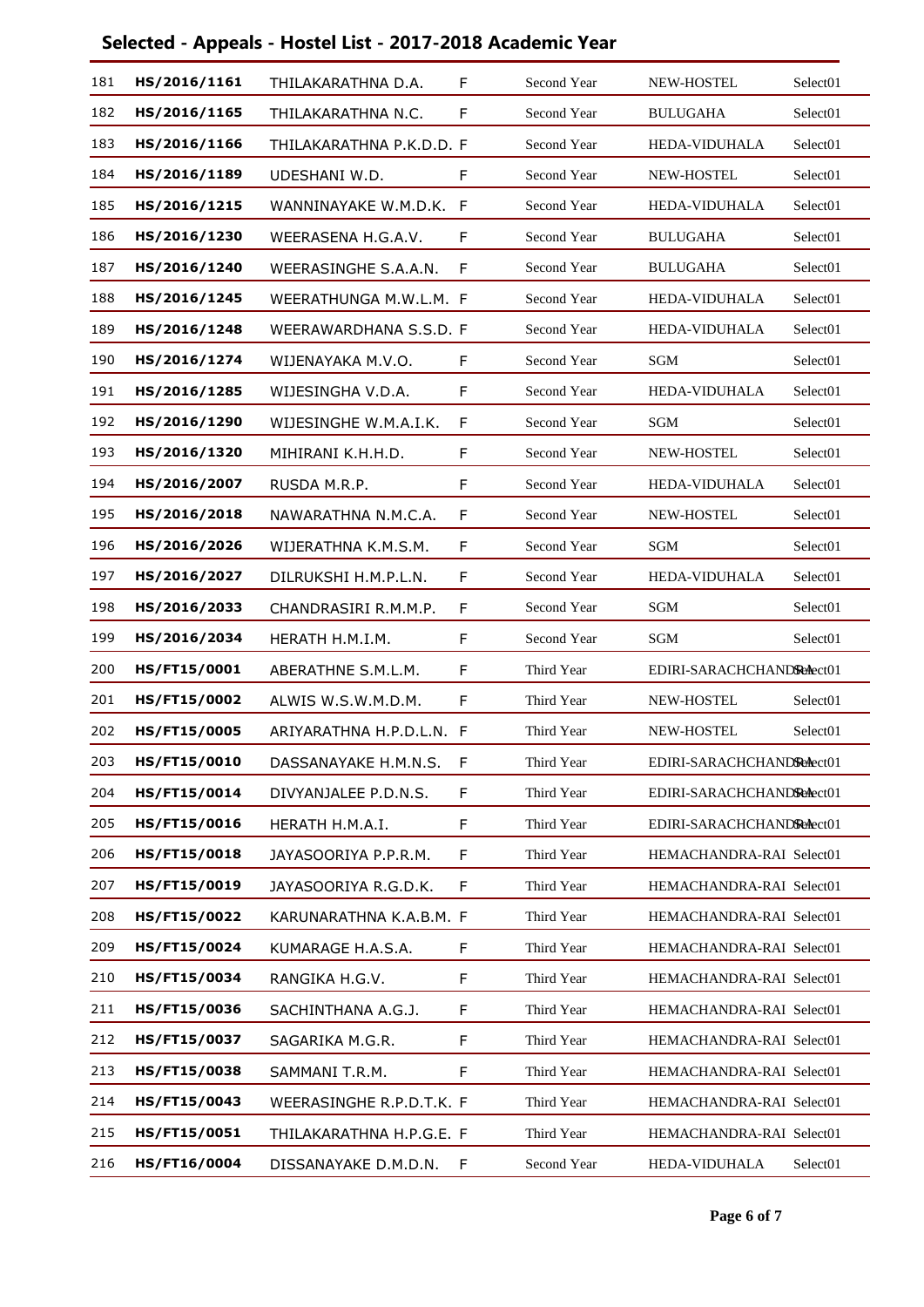## Selected - Appeals - Hostel List - 2017-2018 Academic Year

| | | | | | | |
|---|---|---|---|---|---|---|
| 181 | HS/2016/1161 | THILAKARATHNA D.A. | F | Second Year | NEW-HOSTEL | Select01 |
| 182 | HS/2016/1165 | THILAKARATHNA N.C. | F | Second Year | BULUGAHA | Select01 |
| 183 | HS/2016/1166 | THILAKARATHNA P.K.D.D. | F | Second Year | HEDA-VIDUHALA | Select01 |
| 184 | HS/2016/1189 | UDESHANI W.D. | F | Second Year | NEW-HOSTEL | Select01 |
| 185 | HS/2016/1215 | WANNINAYAKE W.M.D.K. | F | Second Year | HEDA-VIDUHALA | Select01 |
| 186 | HS/2016/1230 | WEERASENA H.G.A.V. | F | Second Year | BULUGAHA | Select01 |
| 187 | HS/2016/1240 | WEERASINGHE S.A.A.N. | F | Second Year | BULUGAHA | Select01 |
| 188 | HS/2016/1245 | WEERATHUNGA M.W.L.M. | F | Second Year | HEDA-VIDUHALA | Select01 |
| 189 | HS/2016/1248 | WEERAWARDHANA S.S.D. | F | Second Year | HEDA-VIDUHALA | Select01 |
| 190 | HS/2016/1274 | WIJENAYAKA M.V.O. | F | Second Year | SGM | Select01 |
| 191 | HS/2016/1285 | WIJESINGHA V.D.A. | F | Second Year | HEDA-VIDUHALA | Select01 |
| 192 | HS/2016/1290 | WIJESINGHE W.M.A.I.K. | F | Second Year | SGM | Select01 |
| 193 | HS/2016/1320 | MIHIRANI K.H.H.D. | F | Second Year | NEW-HOSTEL | Select01 |
| 194 | HS/2016/2007 | RUSDA M.R.P. | F | Second Year | HEDA-VIDUHALA | Select01 |
| 195 | HS/2016/2018 | NAWARATHNA N.M.C.A. | F | Second Year | NEW-HOSTEL | Select01 |
| 196 | HS/2016/2026 | WIJERATHNA K.M.S.M. | F | Second Year | SGM | Select01 |
| 197 | HS/2016/2027 | DILRUKSHI H.M.P.L.N. | F | Second Year | HEDA-VIDUHALA | Select01 |
| 198 | HS/2016/2033 | CHANDRASIRI R.M.M.P. | F | Second Year | SGM | Select01 |
| 199 | HS/2016/2034 | HERATH H.M.I.M. | F | Second Year | SGM | Select01 |
| 200 | HS/FT15/0001 | ABERATHNE S.M.L.M. | F | Third Year | EDIRI-SARACHCHANDRA | Select01 |
| 201 | HS/FT15/0002 | ALWIS W.S.W.M.D.M. | F | Third Year | NEW-HOSTEL | Select01 |
| 202 | HS/FT15/0005 | ARIYARATHNA H.P.D.L.N. | F | Third Year | NEW-HOSTEL | Select01 |
| 203 | HS/FT15/0010 | DASSANAYAKE H.M.N.S. | F | Third Year | EDIRI-SARACHCHANDRA | Select01 |
| 204 | HS/FT15/0014 | DIVYANJALEE P.D.N.S. | F | Third Year | EDIRI-SARACHCHANDRA | Select01 |
| 205 | HS/FT15/0016 | HERATH H.M.A.I. | F | Third Year | EDIRI-SARACHCHANDRA | Select01 |
| 206 | HS/FT15/0018 | JAYASOORIYA P.P.R.M. | F | Third Year | HEMACHANDRA-RAI | Select01 |
| 207 | HS/FT15/0019 | JAYASOORIYA R.G.D.K. | F | Third Year | HEMACHANDRA-RAI | Select01 |
| 208 | HS/FT15/0022 | KARUNARATHNA K.A.B.M. | F | Third Year | HEMACHANDRA-RAI | Select01 |
| 209 | HS/FT15/0024 | KUMARAGE H.A.S.A. | F | Third Year | HEMACHANDRA-RAI | Select01 |
| 210 | HS/FT15/0034 | RANGIKA H.G.V. | F | Third Year | HEMACHANDRA-RAI | Select01 |
| 211 | HS/FT15/0036 | SACHINTHANA A.G.J. | F | Third Year | HEMACHANDRA-RAI | Select01 |
| 212 | HS/FT15/0037 | SAGARIKA M.G.R. | F | Third Year | HEMACHANDRA-RAI | Select01 |
| 213 | HS/FT15/0038 | SAMMANI T.R.M. | F | Third Year | HEMACHANDRA-RAI | Select01 |
| 214 | HS/FT15/0043 | WEERASINGHE R.P.D.T.K. | F | Third Year | HEMACHANDRA-RAI | Select01 |
| 215 | HS/FT15/0051 | THILAKARATHNA H.P.G.E. | F | Third Year | HEMACHANDRA-RAI | Select01 |
| 216 | HS/FT16/0004 | DISSANAYAKE D.M.D.N. | F | Second Year | HEDA-VIDUHALA | Select01 |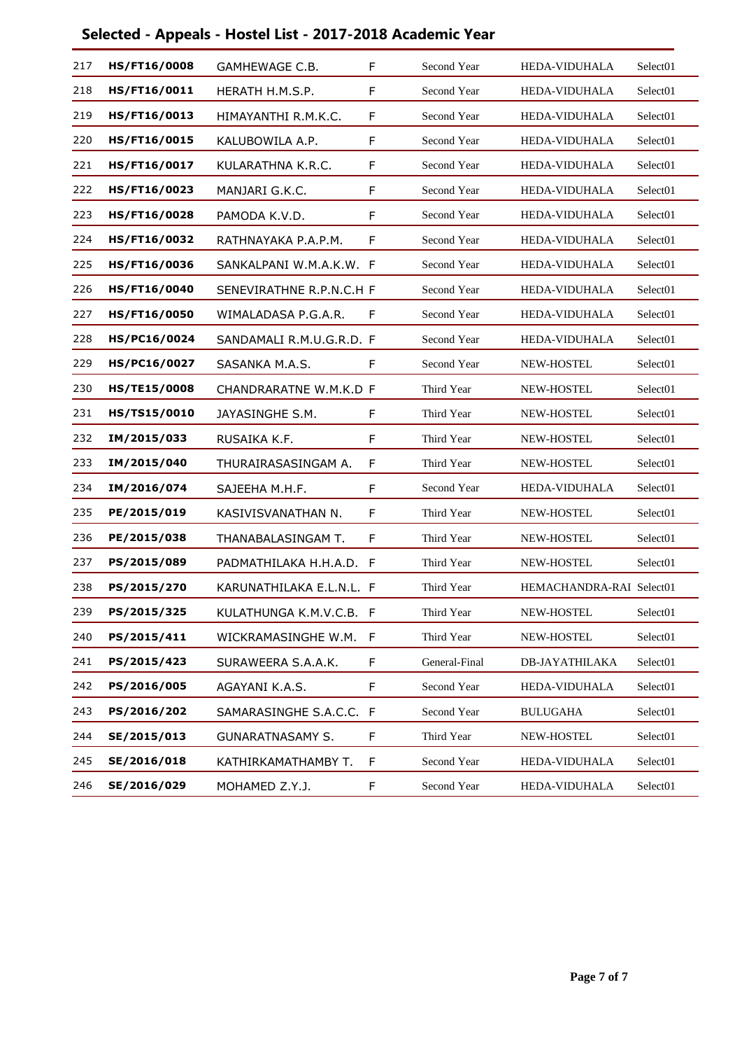# Selected - Appeals - Hostel List - 2017-2018 Academic Year

| | | | | | | |
|---|---|---|---|---|---|---|
| 217 | **HS/FT16/0008** | GAMHEWAGE C.B. | F | Second Year | HEDA-VIDUHALA | Select01 |
| 218 | **HS/FT16/0011** | HERATH H.M.S.P. | F | Second Year | HEDA-VIDUHALA | Select01 |
| 219 | **HS/FT16/0013** | HIMAYANTHI R.M.K.C. | F | Second Year | HEDA-VIDUHALA | Select01 |
| 220 | **HS/FT16/0015** | KALUBOWILA A.P. | F | Second Year | HEDA-VIDUHALA | Select01 |
| 221 | **HS/FT16/0017** | KULARATHNA K.R.C. | F | Second Year | HEDA-VIDUHALA | Select01 |
| 222 | **HS/FT16/0023** | MANJARI G.K.C. | F | Second Year | HEDA-VIDUHALA | Select01 |
| 223 | **HS/FT16/0028** | PAMODA K.V.D. | F | Second Year | HEDA-VIDUHALA | Select01 |
| 224 | **HS/FT16/0032** | RATHNAYAKA P.A.P.M. | F | Second Year | HEDA-VIDUHALA | Select01 |
| 225 | **HS/FT16/0036** | SANKALPANI W.M.A.K.W. | F | Second Year | HEDA-VIDUHALA | Select01 |
| 226 | **HS/FT16/0040** | SENEVIRATHNE R.P.N.C.H | F | Second Year | HEDA-VIDUHALA | Select01 |
| 227 | **HS/FT16/0050** | WIMALADASA P.G.A.R. | F | Second Year | HEDA-VIDUHALA | Select01 |
| 228 | **HS/PC16/0024** | SANDAMALI R.M.U.G.R.D. | F | Second Year | HEDA-VIDUHALA | Select01 |
| 229 | **HS/PC16/0027** | SASANKA M.A.S. | F | Second Year | NEW-HOSTEL | Select01 |
| 230 | **HS/TE15/0008** | CHANDRARATNE W.M.K.D | F | Third Year | NEW-HOSTEL | Select01 |
| 231 | **HS/TS15/0010** | JAYASINGHE S.M. | F | Third Year | NEW-HOSTEL | Select01 |
| 232 | **IM/2015/033** | RUSAIKA K.F. | F | Third Year | NEW-HOSTEL | Select01 |
| 233 | **IM/2015/040** | THURAIRASASINGAM A. | F | Third Year | NEW-HOSTEL | Select01 |
| 234 | **IM/2016/074** | SAJEEHA M.H.F. | F | Second Year | HEDA-VIDUHALA | Select01 |
| 235 | **PE/2015/019** | KASIVISVANATHAN N. | F | Third Year | NEW-HOSTEL | Select01 |
| 236 | **PE/2015/038** | THANABALASINGAM T. | F | Third Year | NEW-HOSTEL | Select01 |
| 237 | **PS/2015/089** | PADMATHILAKA H.H.A.D. | F | Third Year | NEW-HOSTEL | Select01 |
| 238 | **PS/2015/270** | KARUNATHILAKA E.L.N.L. | F | Third Year | HEMACHANDRA-RAI | Select01 |
| 239 | **PS/2015/325** | KULATHUNGA K.M.V.C.B. | F | Third Year | NEW-HOSTEL | Select01 |
| 240 | **PS/2015/411** | WICKRAMASINGHE W.M. | F | Third Year | NEW-HOSTEL | Select01 |
| 241 | **PS/2015/423** | SURAWEERA S.A.A.K. | F | General-Final | DB-JAYATHILAKA | Select01 |
| 242 | **PS/2016/005** | AGAYANI K.A.S. | F | Second Year | HEDA-VIDUHALA | Select01 |
| 243 | **PS/2016/202** | SAMARASINGHE S.A.C.C. | F | Second Year | BULUGAHA | Select01 |
| 244 | **SE/2015/013** | GUNARATNASAMY S. | F | Third Year | NEW-HOSTEL | Select01 |
| 245 | **SE/2016/018** | KATHIRKAMATHAMBY T. | F | Second Year | HEDA-VIDUHALA | Select01 |
| 246 | **SE/2016/029** | MOHAMED Z.Y.J. | F | Second Year | HEDA-VIDUHALA | Select01 |